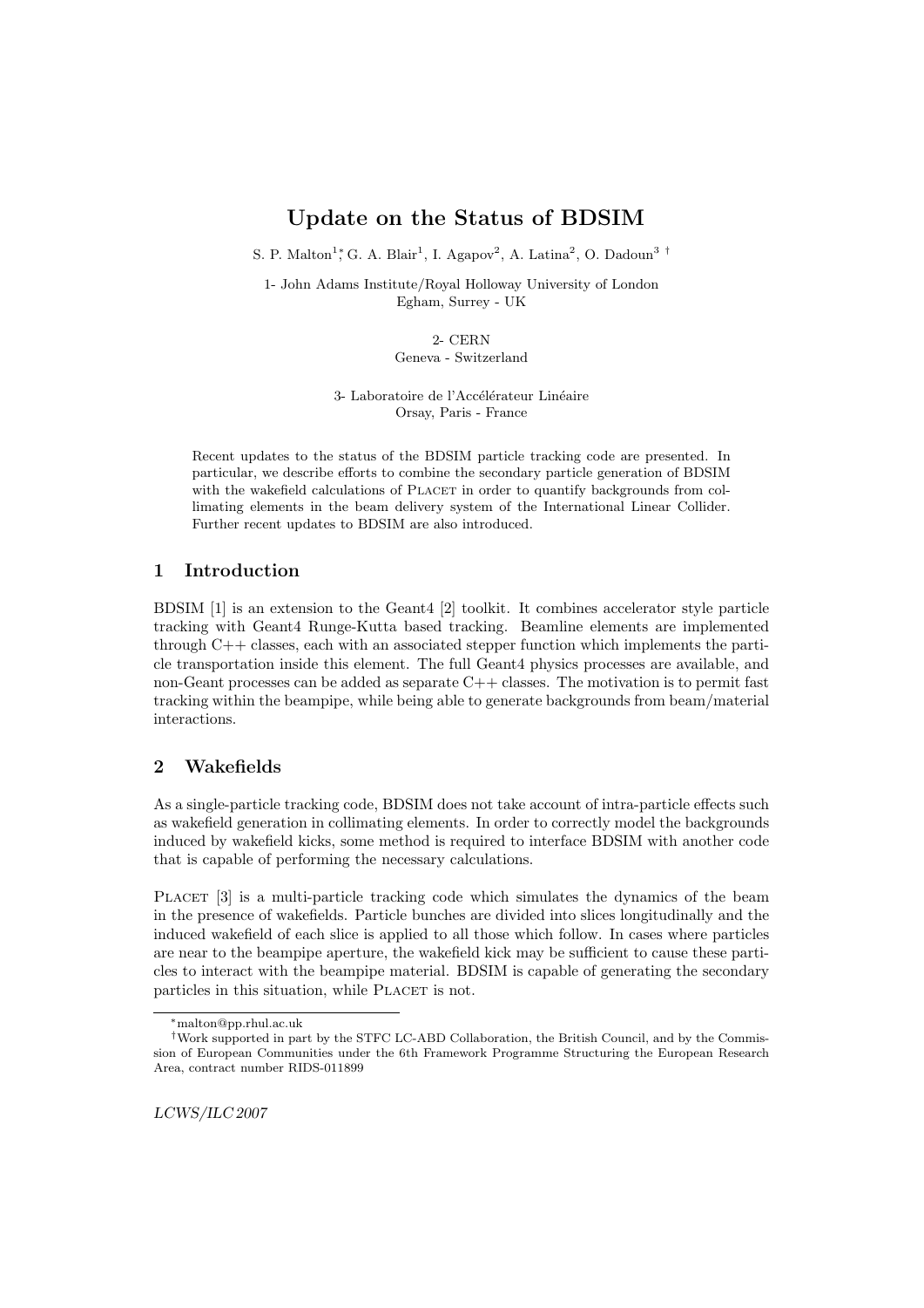# Update on the Status of BDSIM

S. P. Malton[1]*, G. A. Blair[1], I. Agapov[2], A. Latina[2], O. Dadoun[3] †

1- John Adams Institute/Royal Holloway University of London
Egham, Surrey - UK

2- CERN
Geneva - Switzerland

3- Laboratoire de l'Accélérateur Linéaire
Orsay, Paris - France

Recent updates to the status of the BDSIM particle tracking code are presented. In particular, we describe efforts to combine the secondary particle generation of BDSIM with the wakefield calculations of Placet in order to quantify backgrounds from collimating elements in the beam delivery system of the International Linear Collider. Further recent updates to BDSIM are also introduced.

## 1 Introduction

BDSIM [1] is an extension to the Geant4 [2] toolkit. It combines accelerator style particle tracking with Geant4 Runge-Kutta based tracking. Beamline elements are implemented through C++ classes, each with an associated stepper function which implements the particle transportation inside this element. The full Geant4 physics processes are available, and non-Geant processes can be added as separate C++ classes. The motivation is to permit fast tracking within the beampipe, while being able to generate backgrounds from beam/material interactions.

## 2 Wakefields

As a single-particle tracking code, BDSIM does not take account of intra-particle effects such as wakefield generation in collimating elements. In order to correctly model the backgrounds induced by wakefield kicks, some method is required to interface BDSIM with another code that is capable of performing the necessary calculations.

Placet [3] is a multi-particle tracking code which simulates the dynamics of the beam in the presence of wakefields. Particle bunches are divided into slices longitudinally and the induced wakefield of each slice is applied to all those which follow. In cases where particles are near to the beampipe aperture, the wakefield kick may be sufficient to cause these particles to interact with the beampipe material. BDSIM is capable of generating the secondary particles in this situation, while Placet is not.

*malton@pp.rhul.ac.uk

†Work supported in part by the STFC LC-ABD Collaboration, the British Council, and by the Commission of European Communities under the 6th Framework Programme Structuring the European Research Area, contract number RIDS-011899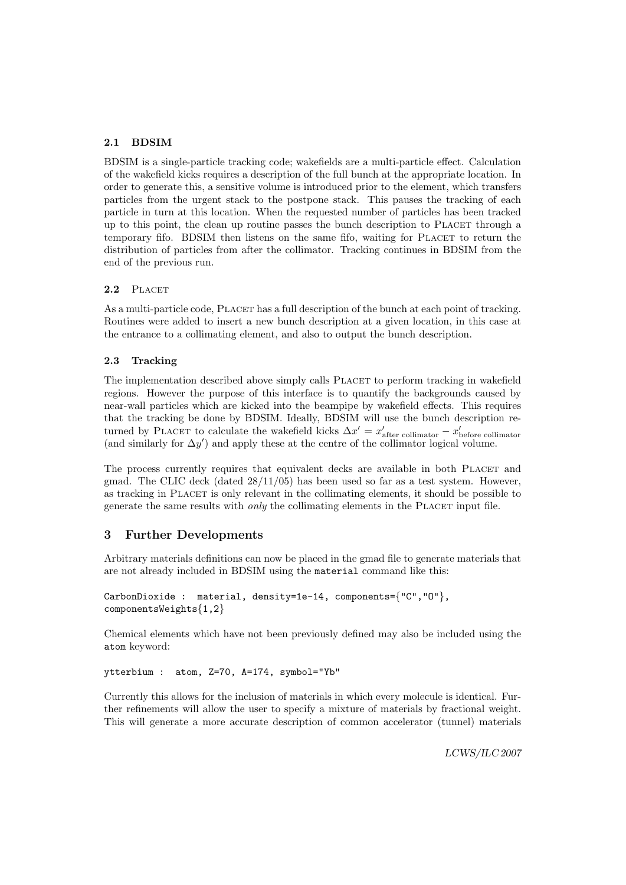### 2.1 BDSIM

BDSIM is a single-particle tracking code; wakefields are a multi-particle effect. Calculation of the wakefield kicks requires a description of the full bunch at the appropriate location. In order to generate this, a sensitive volume is introduced prior to the element, which transfers particles from the urgent stack to the postpone stack. This pauses the tracking of each particle in turn at this location. When the requested number of particles has been tracked up to this point, the clean up routine passes the bunch description to PLACET through a temporary fifo. BDSIM then listens on the same fifo, waiting for PLACET to return the distribution of particles from after the collimator. Tracking continues in BDSIM from the end of the previous run.

### 2.2 PLACET

As a multi-particle code, PLACET has a full description of the bunch at each point of tracking. Routines were added to insert a new bunch description at a given location, in this case at the entrance to a collimating element, and also to output the bunch description.

### 2.3 Tracking

The implementation described above simply calls PLACET to perform tracking in wakefield regions. However the purpose of this interface is to quantify the backgrounds caused by near-wall particles which are kicked into the beampipe by wakefield effects. This requires that the tracking be done by BDSIM. Ideally, BDSIM will use the bunch description returned by PLACET to calculate the wakefield kicks $\Delta x' = x'_{\text{after collimator}} - x'_{\text{before collimator}}$ (and similarly for $\Delta y'$) and apply these at the centre of the collimator logical volume.

The process currently requires that equivalent decks are available in both PLACET and gmad. The CLIC deck (dated 28/11/05) has been used so far as a test system. However, as tracking in PLACET is only relevant in the collimating elements, it should be possible to generate the same results with *only* the collimating elements in the PLACET input file.

## 3 Further Developments

Arbitrary materials definitions can now be placed in the gmad file to generate materials that are not already included in BDSIM using the `material` command like this:

```
CarbonDioxide :  material, density=1e-14, components={"C","O"},
componentsWeights{1,2}
```

Chemical elements which have not been previously defined may also be included using the `atom` keyword:

```
ytterbium :  atom, Z=70, A=174, symbol="Yb"
```

Currently this allows for the inclusion of materials in which every molecule is identical. Further refinements will allow the user to specify a mixture of materials by fractional weight. This will generate a more accurate description of common accelerator (tunnel) materials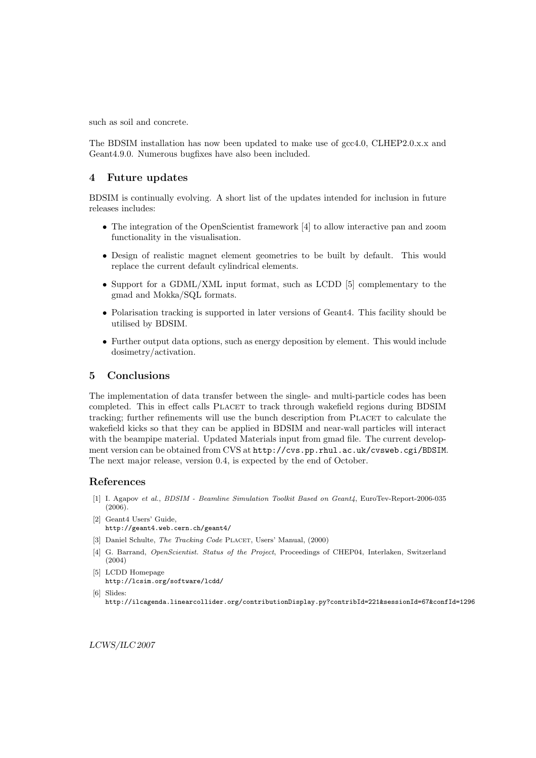such as soil and concrete.

The BDSIM installation has now been updated to make use of gcc4.0, CLHEP2.0.x.x and Geant4.9.0. Numerous bugfixes have also been included.

## 4 Future updates

BDSIM is continually evolving. A short list of the updates intended for inclusion in future releases includes:

- The integration of the OpenScientist framework [4] to allow interactive pan and zoom functionality in the visualisation.
- Design of realistic magnet element geometries to be built by default. This would replace the current default cylindrical elements.
- Support for a GDML/XML input format, such as LCDD [5] complementary to the gmad and Mokka/SQL formats.
- Polarisation tracking is supported in later versions of Geant4. This facility should be utilised by BDSIM.
- Further output data options, such as energy deposition by element. This would include dosimetry/activation.

## 5 Conclusions

The implementation of data transfer between the single- and multi-particle codes has been completed. This in effect calls Placet to track through wakefield regions during BDSIM tracking; further refinements will use the bunch description from Placet to calculate the wakefield kicks so that they can be applied in BDSIM and near-wall particles will interact with the beampipe material. Updated Materials input from gmad file. The current development version can be obtained from CVS at `http://cvs.pp.rhul.ac.uk/cvsweb.cgi/BDSIM`. The next major release, version 0.4, is expected by the end of October.

## References

[1] I. Agapov *et al.*, *BDSIM - Beamline Simulation Toolkit Based on Geant4*, EuroTev-Report-2006-035 (2006).

[2] Geant4 Users' Guide, `http://geant4.web.cern.ch/geant4/`

[3] Daniel Schulte, *The Tracking Code* Placet, Users' Manual, (2000)

[4] G. Barrand, *OpenScientist. Status of the Project*, Proceedings of CHEP04, Interlaken, Switzerland (2004)

[5] LCDD Homepage `http://lcsim.org/software/lcdd/`

[6] Slides: `http://ilcagenda.linearcollider.org/contributionDisplay.py?contribId=221&sessionId=67&confId=1296`